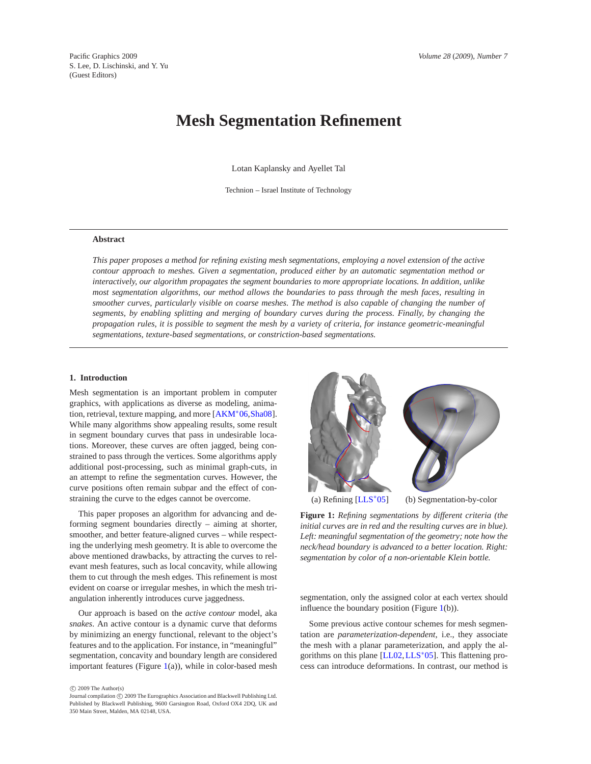# Mesh Segmentation Refinement

Lotan Kaplansky and Ayellet Tal

Technion – Israel Institute of Technology

## Abstract

*This paper proposes a method for refining existing mesh segmentations, employing a novel extension of the active contour approach to meshes. Given a segmentation, produced either by an automatic segmentation method or interactively, our algorithm propagates the segment boundaries to more appropriate locations. In addition, unlike most segmentation algorithms, our method allows the boundaries to pass through the mesh faces, resulting in smoother curves, particularly visible on coarse meshes. The method is also capable of changing the number of segments, by enabling splitting and merging of boundary curves during the process. Finally, by changing the propagation rules, it is possible to segment the mesh by a variety of criteria, for instance geometric-meaningful segmentations, texture-based segmentations, or constriction-based segmentations.*

## 1. Introduction

Mesh segmentation is an important problem in computer graphics, with applications as diverse as modeling, animation, retrieval, texture mapping, and more [AKM*06, Sha08]. While many algorithms show appealing results, some result in segment boundary curves that pass in undesirable locations. Moreover, these curves are often jagged, being constrained to pass through the vertices. Some algorithms apply additional post-processing, such as minimal graph-cuts, in an attempt to refine the segmentation curves. However, the curve positions often remain subpar and the effect of constraining the curve to the edges cannot be overcome.

This paper proposes an algorithm for advancing and deforming segment boundaries directly – aiming at shorter, smoother, and better feature-aligned curves – while respecting the underlying mesh geometry. It is able to overcome the above mentioned drawbacks, by attracting the curves to relevant mesh features, such as local concavity, while allowing them to cut through the mesh edges. This refinement is most evident on coarse or irregular meshes, in which the mesh triangulation inherently introduces curve jaggedness.

Our approach is based on the *active contour* model, aka *snakes*. An active contour is a dynamic curve that deforms by minimizing an energy functional, relevant to the object's features and to the application. For instance, in "meaningful" segmentation, concavity and boundary length are considered important features (Figure 1(a)), while in color-based mesh segmentation, only the assigned color at each vertex should influence the boundary position (Figure 1(b)).

(a) Refining [LLS*05] (b) Segmentation-by-color

**Figure 1:** *Refining segmentations by different criteria (the initial curves are in red and the resulting curves are in blue). Left: meaningful segmentation of the geometry; note how the neck/head boundary is advanced to a better location. Right: segmentation by color of a non-orientable Klein bottle.*

Some previous active contour schemes for mesh segmentation are *parameterization-dependent*, i.e., they associate the mesh with a planar parameterization, and apply the algorithms on this plane [LL02, LLS*05]. This flattening process can introduce deformations. In contrast, our method is

© 2009 The Author(s)
Journal compilation © 2009 The Eurographics Association and Blackwell Publishing Ltd. Published by Blackwell Publishing, 9600 Garsington Road, Oxford OX4 2DQ, UK and 350 Main Street, Malden, MA 02148, USA.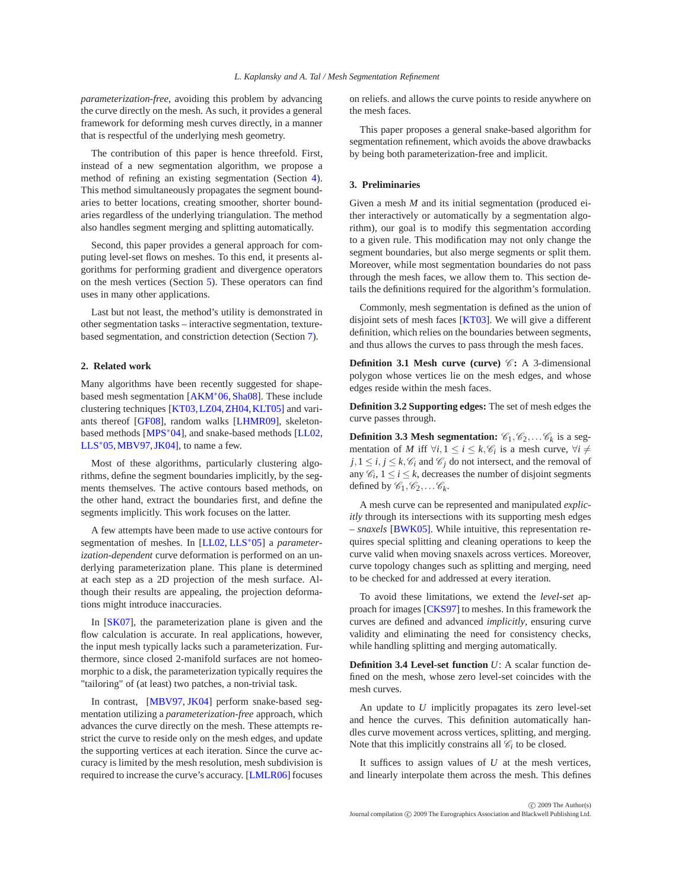*parameterization-free*, avoiding this problem by advancing the curve directly on the mesh. As such, it provides a general framework for deforming mesh curves directly, in a manner that is respectful of the underlying mesh geometry.

The contribution of this paper is hence threefold. First, instead of a new segmentation algorithm, we propose a method of refining an existing segmentation (Section 4). This method simultaneously propagates the segment boundaries to better locations, creating smoother, shorter boundaries regardless of the underlying triangulation. The method also handles segment merging and splitting automatically.

Second, this paper provides a general approach for computing level-set flows on meshes. To this end, it presents algorithms for performing gradient and divergence operators on the mesh vertices (Section 5). These operators can find uses in many other applications.

Last but not least, the method's utility is demonstrated in other segmentation tasks – interactive segmentation, texture-based segmentation, and constriction detection (Section 7).

## 2. Related work

Many algorithms have been recently suggested for shape-based mesh segmentation [AKM*06, Sha08]. These include clustering techniques [KT03, LZ04, ZH04, KLT05] and variants thereof [GF08], random walks [LHMR09], skeleton-based methods [MPS*04], and snake-based methods [LL02, LLS*05, MBV97, JK04], to name a few.

Most of these algorithms, particularly clustering algorithms, define the segment boundaries implicitly, by the segments themselves. The active contours based methods, on the other hand, extract the boundaries first, and define the segments implicitly. This work focuses on the latter.

A few attempts have been made to use active contours for segmentation of meshes. In [LL02, LLS*05] a *parameterization-dependent* curve deformation is performed on an underlying parameterization plane. This plane is determined at each step as a 2D projection of the mesh surface. Although their results are appealing, the projection deformations might introduce inaccuracies.

In [SK07], the parameterization plane is given and the flow calculation is accurate. In real applications, however, the input mesh typically lacks such a parameterization. Furthermore, since closed 2-manifold surfaces are not homeomorphic to a disk, the parameterization typically requires the "tailoring" of (at least) two patches, a non-trivial task.

In contrast, [MBV97, JK04] perform snake-based segmentation utilizing a *parameterization-free* approach, which advances the curve directly on the mesh. These attempts restrict the curve to reside only on the mesh edges, and update the supporting vertices at each iteration. Since the curve accuracy is limited by the mesh resolution, mesh subdivision is required to increase the curve's accuracy. [LMLR06] focuses on reliefs. and allows the curve points to reside anywhere on the mesh faces.

This paper proposes a general snake-based algorithm for segmentation refinement, which avoids the above drawbacks by being both parameterization-free and implicit.

## 3. Preliminaries

Given a mesh $M$ and its initial segmentation (produced either interactively or automatically by a segmentation algorithm), our goal is to modify this segmentation according to a given rule. This modification may not only change the segment boundaries, but also merge segments or split them. Moreover, while most segmentation boundaries do not pass through the mesh faces, we allow them to. This section details the definitions required for the algorithm's formulation.

Commonly, mesh segmentation is defined as the union of disjoint sets of mesh faces [KT03]. We will give a different definition, which relies on the boundaries between segments, and thus allows the curves to pass through the mesh faces.

**Definition 3.1 Mesh curve (curve) $\mathscr{C}$:** A 3-dimensional polygon whose vertices lie on the mesh edges, and whose edges reside within the mesh faces.

**Definition 3.2 Supporting edges:** The set of mesh edges the curve passes through.

**Definition 3.3 Mesh segmentation:** $\mathscr{C}_1, \mathscr{C}_2, \ldots \mathscr{C}_k$ is a segmentation of $M$ iff $\forall i, 1 \leq i \leq k, \mathscr{C}_i$ is a mesh curve, $\forall i \neq j, 1 \leq i, j \leq k, \mathscr{C}_i$ and $\mathscr{C}_j$ do not intersect, and the removal of any $\mathscr{C}_i$, $1 \leq i \leq k$, decreases the number of disjoint segments defined by $\mathscr{C}_1, \mathscr{C}_2, \ldots \mathscr{C}_k$.

A mesh curve can be represented and manipulated *explicitly* through its intersections with its supporting mesh edges – *snaxels* [BWK05]. While intuitive, this representation requires special splitting and cleaning operations to keep the curve valid when moving snaxels across vertices. Moreover, curve topology changes such as splitting and merging, need to be checked for and addressed at every iteration.

To avoid these limitations, we extend the *level-set* approach for images [CKS97] to meshes. In this framework the curves are defined and advanced *implicitly*, ensuring curve validity and eliminating the need for consistency checks, while handling splitting and merging automatically.

**Definition 3.4 Level-set function** $U$: A scalar function defined on the mesh, whose zero level-set coincides with the mesh curves.

An update to $U$ implicitly propagates its zero level-set and hence the curves. This definition automatically handles curve movement across vertices, splitting, and merging. Note that this implicitly constrains all $\mathscr{C}_i$ to be closed.

It suffices to assign values of $U$ at the mesh vertices, and linearly interpolate them across the mesh. This defines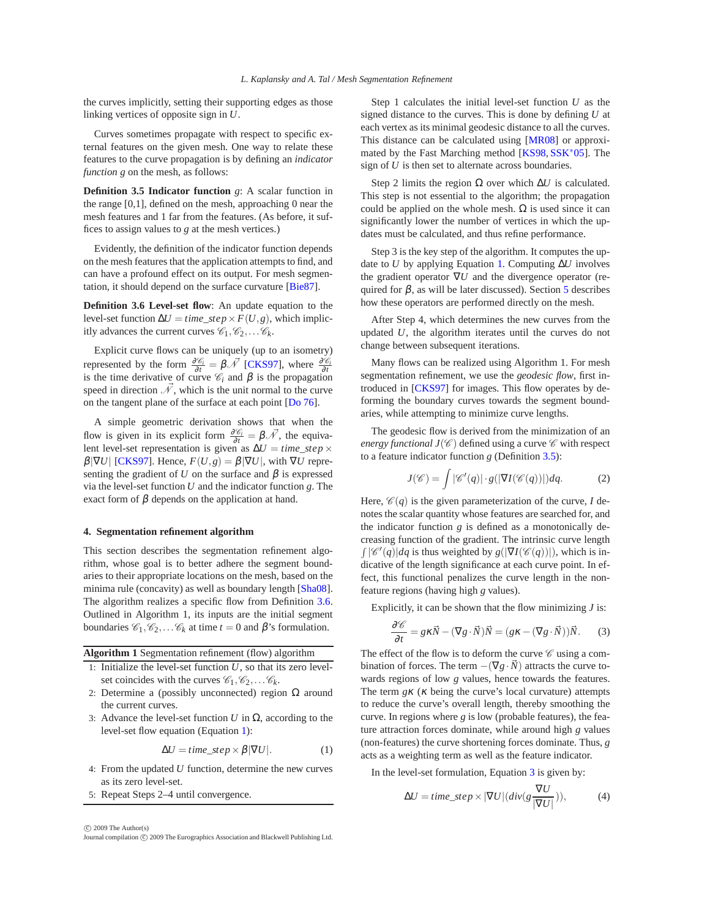the curves implicitly, setting their supporting edges as those linking vertices of opposite sign in $U$.

Curves sometimes propagate with respect to specific external features on the given mesh. One way to relate these features to the curve propagation is by defining an *indicator function* $g$ on the mesh, as follows:

**Definition 3.5 Indicator function** $g$: A scalar function in the range [0,1], defined on the mesh, approaching 0 near the mesh features and 1 far from the features. (As before, it suffices to assign values to $g$ at the mesh vertices.)

Evidently, the definition of the indicator function depends on the mesh features that the application attempts to find, and can have a profound effect on its output. For mesh segmentation, it should depend on the surface curvature [Bie87].

**Definition 3.6 Level-set flow**: An update equation to the level-set function $\Delta U = time\_step \times F(U,g)$, which implicitly advances the current curves $\mathscr{C}_1, \mathscr{C}_2, \ldots \mathscr{C}_k$.

Explicit curve flows can be uniquely (up to an isometry) represented by the form $\frac{\partial \mathscr{C}_i}{\partial t} = \beta \mathscr{N}$ [CKS97], where $\frac{\partial \mathscr{C}_i}{\partial t}$ is the time derivative of curve $\mathscr{C}_i$ and $\beta$ is the propagation speed in direction $\mathscr{N}$, which is the unit normal to the curve on the tangent plane of the surface at each point [Do 76].

A simple geometric derivation shows that when the flow is given in its explicit form $\frac{\partial \mathscr{C}_i}{\partial t} = \beta \mathscr{N}$, the equivalent level-set representation is given as $\Delta U = time\_step \times \beta |\nabla U|$ [CKS97]. Hence, $F(U,g) = \beta |\nabla U|$, with $\nabla U$ representing the gradient of $U$ on the surface and $\beta$ is expressed via the level-set function $U$ and the indicator function $g$. The exact form of $\beta$ depends on the application at hand.

## 4. Segmentation refinement algorithm

This section describes the segmentation refinement algorithm, whose goal is to better adhere the segment boundaries to their appropriate locations on the mesh, based on the minima rule (concavity) as well as boundary length [Sha08]. The algorithm realizes a specific flow from Definition 3.6. Outlined in Algorithm 1, its inputs are the initial segment boundaries $\mathscr{C}_1, \mathscr{C}_2, \ldots \mathscr{C}_k$ at time $t = 0$ and $\beta$'s formulation.

**Algorithm 1** Segmentation refinement (flow) algorithm

1: Initialize the level-set function $U$, so that its zero level-set coincides with the curves $\mathscr{C}_1, \mathscr{C}_2, \ldots \mathscr{C}_k$.
2: Determine a (possibly unconnected) region $\Omega$ around the current curves.
3: Advance the level-set function $U$ in $\Omega$, according to the level-set flow equation (Equation 1):
$$\Delta U = time\_step \times \beta |\nabla U|. \tag{1}$$
4: From the updated $U$ function, determine the new curves as its zero level-set.
5: Repeat Steps 2–4 until convergence.

Step 1 calculates the initial level-set function $U$ as the signed distance to the curves. This is done by defining $U$ at each vertex as its minimal geodesic distance to all the curves. This distance can be calculated using [MR08] or approximated by the Fast Marching method [KS98, SSK*05]. The sign of $U$ is then set to alternate across boundaries.

Step 2 limits the region $\Omega$ over which $\Delta U$ is calculated. This step is not essential to the algorithm; the propagation could be applied on the whole mesh. $\Omega$ is used since it can significantly lower the number of vertices in which the updates must be calculated, and thus refine performance.

Step 3 is the key step of the algorithm. It computes the update to $U$ by applying Equation 1. Computing $\Delta U$ involves the gradient operator $\nabla U$ and the divergence operator (required for $\beta$, as will be later discussed). Section 5 describes how these operators are performed directly on the mesh.

After Step 4, which determines the new curves from the updated $U$, the algorithm iterates until the curves do not change between subsequent iterations.

Many flows can be realized using Algorithm 1. For mesh segmentation refinement, we use the *geodesic flow*, first introduced in [CKS97] for images. This flow operates by deforming the boundary curves towards the segment boundaries, while attempting to minimize curve lengths.

The geodesic flow is derived from the minimization of an *energy functional* $J(\mathscr{C})$ defined using a curve $\mathscr{C}$ with respect to a feature indicator function $g$ (Definition 3.5):

$$J(\mathscr{C}) = \int |\mathscr{C}'(q)| \cdot g(|\nabla I(\mathscr{C}(q))|) dq. \tag{2}$$

Here, $\mathscr{C}(q)$ is the given parameterization of the curve, $I$ denotes the scalar quantity whose features are searched for, and the indicator function $g$ is defined as a monotonically decreasing function of the gradient. The intrinsic curve length $\int |\mathscr{C}'(q)| dq$ is thus weighted by $g(|\nabla I(\mathscr{C}(q))|)$, which is indicative of the length significance at each curve point. In effect, this functional penalizes the curve length in the non-feature regions (having high $g$ values).

Explicitly, it can be shown that the flow minimizing $J$ is:

$$\frac{\partial \mathscr{C}}{\partial t} = g\kappa \vec{N} - (\nabla g \cdot \vec{N})\vec{N} = (g\kappa - (\nabla g \cdot \vec{N}))\vec{N}. \tag{3}$$

The effect of the flow is to deform the curve $\mathscr{C}$ using a combination of forces. The term $-(\nabla g \cdot \vec{N})$ attracts the curve towards regions of low $g$ values, hence towards the features. The term $g\kappa$ ($\kappa$ being the curve's local curvature) attempts to reduce the curve's overall length, thereby smoothing the curve. In regions where $g$ is low (probable features), the feature attraction forces dominate, while around high $g$ values (non-features) the curve shortening forces dominate. Thus, $g$ acts as a weighting term as well as the feature indicator.

In the level-set formulation, Equation 3 is given by:

$$\Delta U = time\_step \times |\nabla U| (div(g \frac{\nabla U}{|\nabla U|})), \tag{4}$$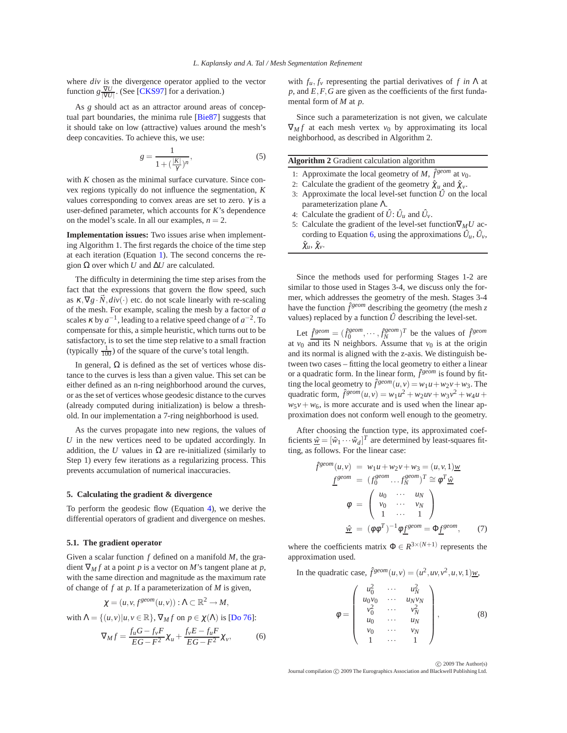where *div* is the divergence operator applied to the vector function $g\frac{\nabla U}{|\nabla U|}$. (See [CKS97] for a derivation.)

As $g$ should act as an attractor around areas of conceptual part boundaries, the minima rule [Bie87] suggests that it should take on low (attractive) values around the mesh's deep concavities. To achieve this, we use:

$$g = \frac{1}{1+(\frac{|K|}{\gamma})^n}, \tag{5}$$

with $K$ chosen as the minimal surface curvature. Since convex regions typically do not influence the segmentation, $K$ values corresponding to convex areas are set to zero. $\gamma$ is a user-defined parameter, which accounts for $K$'s dependence on the model's scale. In all our examples, $n = 2$.

**Implementation issues:** Two issues arise when implementing Algorithm 1. The first regards the choice of the time step at each iteration (Equation 1). The second concerns the region $\Omega$ over which $U$ and $\Delta U$ are calculated.

The difficulty in determining the time step arises from the fact that the expressions that govern the flow speed, such as $\kappa, \nabla g \cdot \vec{N}, div(\cdot)$ etc. do not scale linearly with re-scaling of the mesh. For example, scaling the mesh by a factor of $a$ scales $\kappa$ by $a^{-1}$, leading to a relative speed change of $a^{-2}$. To compensate for this, a simple heuristic, which turns out to be satisfactory, is to set the time step relative to a small fraction (typically $\frac{1}{100}$) of the square of the curve's total length.

In general, $\Omega$ is defined as the set of vertices whose distance to the curves is less than a given value. This set can be either defined as an n-ring neighborhood around the curves, or as the set of vertices whose geodesic distance to the curves (already computed during initialization) is below a threshold. In our implementation a 7-ring neighborhood is used.

As the curves propagate into new regions, the values of $U$ in the new vertices need to be updated accordingly. In addition, the $U$ values in $\Omega$ are re-initialized (similarly to Step 1) every few iterations as a regularizing process. This prevents accumulation of numerical inaccuracies.

## 5. Calculating the gradient & divergence

To perform the geodesic flow (Equation 4), we derive the differential operators of gradient and divergence on meshes.

### 5.1. The gradient operator

Given a scalar function $f$ defined on a manifold $M$, the gradient $\nabla_M f$ at a point $p$ is a vector on $M$'s tangent plane at $p$, with the same direction and magnitude as the maximum rate of change of $f$ at $p$. If a parameterization of $M$ is given,

$$\chi = (u, v, f^{geom}(u,v)) : \Lambda \subset \mathbb{R}^2 \to M,$$

with $\Lambda = \{(u,v) | u, v \in \mathbb{R}\}$, $\nabla_M f$ on $p \in \chi(\Lambda)$ is [Do 76]:

$$\nabla_M f = \frac{f_u G - f_v F}{EG - F^2}\chi_u + \frac{f_v E - f_u F}{EG - F^2}\chi_v, \tag{6}$$

with $f_u, f_v$ representing the partial derivatives of $f$ *in* $\Lambda$ at $p$, and $E, F, G$ are given as the coefficients of the first fundamental form of $M$ at $p$.

Since such a parameterization is not given, we calculate $\nabla_M f$ at each mesh vertex $v_0$ by approximating its local neighborhood, as described in Algorithm 2.

**Algorithm 2** Gradient calculation algorithm

1: Approximate the local geometry of $M$, $\hat{f}^{geom}$ at $v_0$.
2: Calculate the gradient of the geometry $\hat{\chi}_u$ and $\hat{\chi}_v$.
3: Approximate the local level-set function $\hat{U}$ on the local parameterization plane $\Lambda$.
4: Calculate the gradient of $\hat{U}$: $\hat{U}_u$ and $\hat{U}_v$.
5: Calculate the gradient of the level-set function $\nabla_M U$ according to Equation 6, using the approximations $\hat{U}_u$, $\hat{U}_v$, $\hat{\chi}_u$, $\hat{\chi}_v$.

Since the methods used for performing Stages 1-2 are similar to those used in Stages 3-4, we discuss only the former, which addresses the geometry of the mesh. Stages 3-4 have the function $\hat{f}^{geom}$ describing the geometry (the mesh $z$ values) replaced by a function $\hat{U}$ describing the level-set.

Let $\underline{\hat{f}^{geom}} = (\hat{f}_0^{geom}, \cdots, \hat{f}_N^{geom})^T$ be the values of $\hat{f}^{geom}$ at $v_0$ and its N neighbors. Assume that $v_0$ is at the origin and its normal is aligned with the z-axis. We distinguish between two cases – fitting the local geometry to either a linear or a quadratic form. In the linear form, $\hat{f}^{geom}$ is found by fitting the local geometry to $\hat{f}^{geom}(u,v) = w_1 u + w_2 v + w_3$. The quadratic form, $\hat{f}^{geom}(u,v) = w_1 u^2 + w_2 uv + w_3 v^2 + w_4 u + w_5 v + w_6$, is more accurate and is used when the linear approximation does not conform well enough to the geometry.

After choosing the function type, its approximated coefficients $\underline{\hat{w}} = [\hat{w}_1 \cdots \hat{w}_d]^T$ are determined by least-squares fitting, as follows. For the linear case:

$$\begin{aligned}
\hat{f}^{geom}(u,v) &= w_1 u + w_2 v + w_3 = (u, v, 1)\underline{w} \\
\underline{f^{geom}} &= (f_0^{geom} \ldots f_N^{geom})^T \cong \varphi^T \underline{\hat{w}} \\
\varphi &= \begin{pmatrix} u_0 & \cdots & u_N \\ v_0 & \cdots & v_N \\ 1 & \cdots & 1 \end{pmatrix} \\
\underline{\hat{w}} &= (\varphi\varphi^T)^{-1}\varphi \underline{f^{geom}} = \Phi \underline{f^{geom}},
\end{aligned} \tag{7}$$

where the coefficients matrix $\Phi \in R^{3\times(N+1)}$ represents the approximation used.

In the quadratic case, $\hat{f}^{geom}(u,v) = (u^2, uv, v^2, u, v, 1)\underline{w}$,

$$\varphi = \begin{pmatrix} u_0^2 & \cdots & u_N^2 \\ u_0 v_0 & \cdots & u_N v_N \\ v_0^2 & \cdots & v_N^2 \\ u_0 & \cdots & u_N \\ v_0 & \cdots & v_N \\ 1 & \cdots & 1 \end{pmatrix}, \tag{8}$$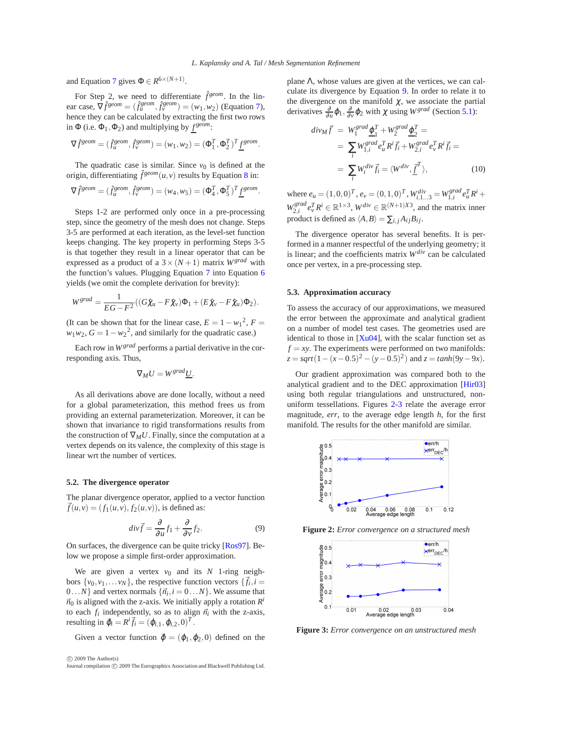and Equation 7 gives $\Phi \in R^{6\times(N+1)}$.

For Step 2, we need to differentiate $\hat{f}^{geom}$. In the linear case, $\nabla \hat{f}^{geom} = (\hat{f}_u^{geom}, \hat{f}_v^{geom}) = (w_1, w_2)$ (Equation 7), hence they can be calculated by extracting the first two rows in $\Phi$ (i.e. $\Phi_1, \Phi_2$) and multiplying by $\underline{f}^{geom}$:

$$\nabla \hat{f}^{geom} = (\hat{f}_u^{geom}, \hat{f}_v^{geom}) = (w_1, w_2) = (\Phi_1^T, \Phi_2^T)^T \underline{f}^{geom}.$$

The quadratic case is similar. Since $v_0$ is defined at the origin, differentiating $\hat{f}^{geom}(u,v)$ results by Equation 8 in:

$$\nabla \hat{f}^{geom} = (\hat{f}_u^{geom}, \hat{f}_v^{geom}) = (w_4, w_5) = (\Phi_4^T, \Phi_5^T)^T \underline{f}^{geom}.$$

Steps 1-2 are performed only once in a pre-processing step, since the geometry of the mesh does not change. Steps 3-5 are performed at each iteration, as the level-set function keeps changing. The key property in performing Steps 3-5 is that together they result in a linear operator that can be expressed as a product of a $3\times(N+1)$ matrix $W^{grad}$ with the function's values. Plugging Equation 7 into Equation 6 yields (we omit the complete derivation for brevity):

$$W^{grad} = \frac{1}{EG - F^2}((G\hat{\chi}_u - F\hat{\chi}_v)\Phi_1 + (E\hat{\chi}_v - F\hat{\chi}_u)\Phi_2).$$

(It can be shown that for the linear case, $E = 1 - {w_1}^2$, $F = w_1 w_2$, $G = 1 - {w_2}^2$, and similarly for the quadratic case.)

Each row in $W^{grad}$ performs a partial derivative in the corresponding axis. Thus,

$$\nabla_M U = W^{grad}\underline{U}.$$

As all derivations above are done locally, without a need for a global parameterization, this method frees us from providing an external parameterization. Moreover, it can be shown that invariance to rigid transformations results from the construction of $\nabla_M U$. Finally, since the computation at a vertex depends on its valence, the complexity of this stage is linear wrt the number of vertices.

### 5.2. The divergence operator

The planar divergence operator, applied to a vector function $\vec{f}(u,v) = (f_1(u,v), f_2(u,v))$, is defined as:

$$div\vec{f} = \frac{\partial}{\partial u}f_1 + \frac{\partial}{\partial v}f_2. \tag{9}$$

On surfaces, the divergence can be quite tricky [Ros97]. Below we propose a simple first-order approximation.

We are given a vertex $v_0$ and its $N$ 1-ring neighbors $\{v_0, v_1, \ldots v_N\}$, the respective function vectors $\{\vec{f}_i, i = 0\ldots N\}$ and vertex normals $\{\vec{n}_i, i = 0\ldots N\}$. We assume that $\vec{n}_0$ is aligned with the z-axis. We initially apply a rotation $R^i$ to each $f_i$ independently, so as to align $\vec{n}_i$ with the z-axis, resulting in $\vec{\phi}_i = R^i\vec{f}_i = (\phi_{i,1}, \phi_{i,2}, 0)^T$.

Given a vector function $\vec{\phi} = (\phi_1, \phi_2, 0)$ defined on the plane $\Lambda$, whose values are given at the vertices, we can calculate its divergence by Equation 9. In order to relate it to the divergence on the manifold $\chi$, we associate the partial derivatives $\frac{\partial}{\partial u}\phi_1, \frac{\partial}{\partial v}\phi_2$ with $\chi$ using $W^{grad}$ (Section 5.1):

$$\begin{aligned} div_M\vec{f} &= W_1^{grad}\underline{\phi}_1^T + W_2^{grad}\underline{\phi}_2^T = \\ &= \sum_i W_{1,i}^{grad} e_u^T R^i \vec{f}_i + W_{2,i}^{grad} e_v^T R^i \vec{f}_i = \\ &= \sum_i W_i^{div}\vec{f}_i = \langle W^{div}, \underline{\vec{f}}^T\rangle, \end{aligned} \tag{10}$$

where $e_u = (1,0,0)^T$, $e_v = (0,1,0)^T$, $W_{i,1\ldots3}^{div} = W_{1,i}^{grad} e_u^T R^i + W_{2,i}^{grad} e_v^T R^i \in \mathbb{R}^{1\times3}$, $W^{div} \in \mathbb{R}^{(N+1)X3}$, and the matrix inner product is defined as $\langle A, B\rangle = \sum_{i,j} A_{ij}B_{ij}$.

The divergence operator has several benefits. It is performed in a manner respectful of the underlying geometry; it is linear; and the coefficients matrix $W^{div}$ can be calculated once per vertex, in a pre-processing step.

### 5.3. Approximation accuracy

To assess the accuracy of our approximations, we measured the error between the approximate and analytical gradient on a number of model test cases. The geometries used are identical to those in [Xu04], with the scalar function set as $f = xy$. The experiments were performed on two manifolds: $z = sqrt(1-(x-0.5)^2-(y-0.5)^2)$ and $z = tanh(9y-9x)$.

Our gradient approximation was compared both to the analytical gradient and to the DEC approximation [Hir03] using both regular triangulations and unstructured, non-uniform tessellations. Figures 2-3 relate the average error magnitude, *err*, to the average edge length $h$, for the first manifold. The results for the other manifold are similar.

**Figure 2:** *Error convergence on a structured mesh*

**Figure 3:** *Error convergence on an unstructured mesh*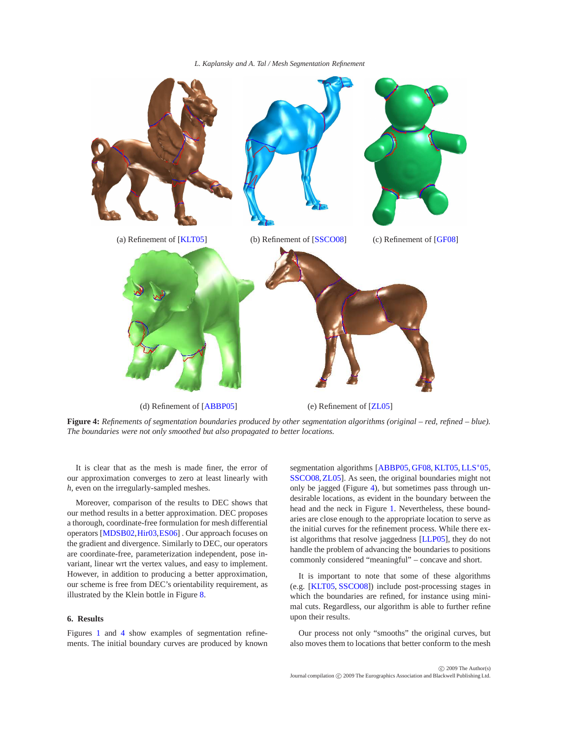(a) Refinement of [KLT05]

(b) Refinement of [SSCO08]

(c) Refinement of [GF08]

(d) Refinement of [ABBP05]

(e) Refinement of [ZL05]

**Figure 4:** *Refinements of segmentation boundaries produced by other segmentation algorithms (original – red, refined – blue). The boundaries were not only smoothed but also propagated to better locations.*

It is clear that as the mesh is made finer, the error of our approximation converges to zero at least linearly with $h$, even on the irregularly-sampled meshes.

Moreover, comparison of the results to DEC shows that our method results in a better approximation. DEC proposes a thorough, coordinate-free formulation for mesh differential operators [MDSB02, Hir03, ES06] . Our approach focuses on the gradient and divergence. Similarly to DEC, our operators are coordinate-free, parameterization independent, pose invariant, linear wrt the vertex values, and easy to implement. However, in addition to producing a better approximation, our scheme is free from DEC's orientability requirement, as illustrated by the Klein bottle in Figure 8.

## 6. Results

Figures 1 and 4 show examples of segmentation refinements. The initial boundary curves are produced by known segmentation algorithms [ABBP05, GF08, KLT05, LLS*05, SSCO08, ZL05]. As seen, the original boundaries might not only be jagged (Figure 4), but sometimes pass through undesirable locations, as evident in the boundary between the head and the neck in Figure 1. Nevertheless, these boundaries are close enough to the appropriate location to serve as the initial curves for the refinement process. While there exist algorithms that resolve jaggedness [LLP05], they do not handle the problem of advancing the boundaries to positions commonly considered "meaningful" – concave and short.

It is important to note that some of these algorithms (e.g. [KLT05, SSCO08]) include post-processing stages in which the boundaries are refined, for instance using minimal cuts. Regardless, our algorithm is able to further refine upon their results.

Our process not only "smooths" the original curves, but also moves them to locations that better conform to the mesh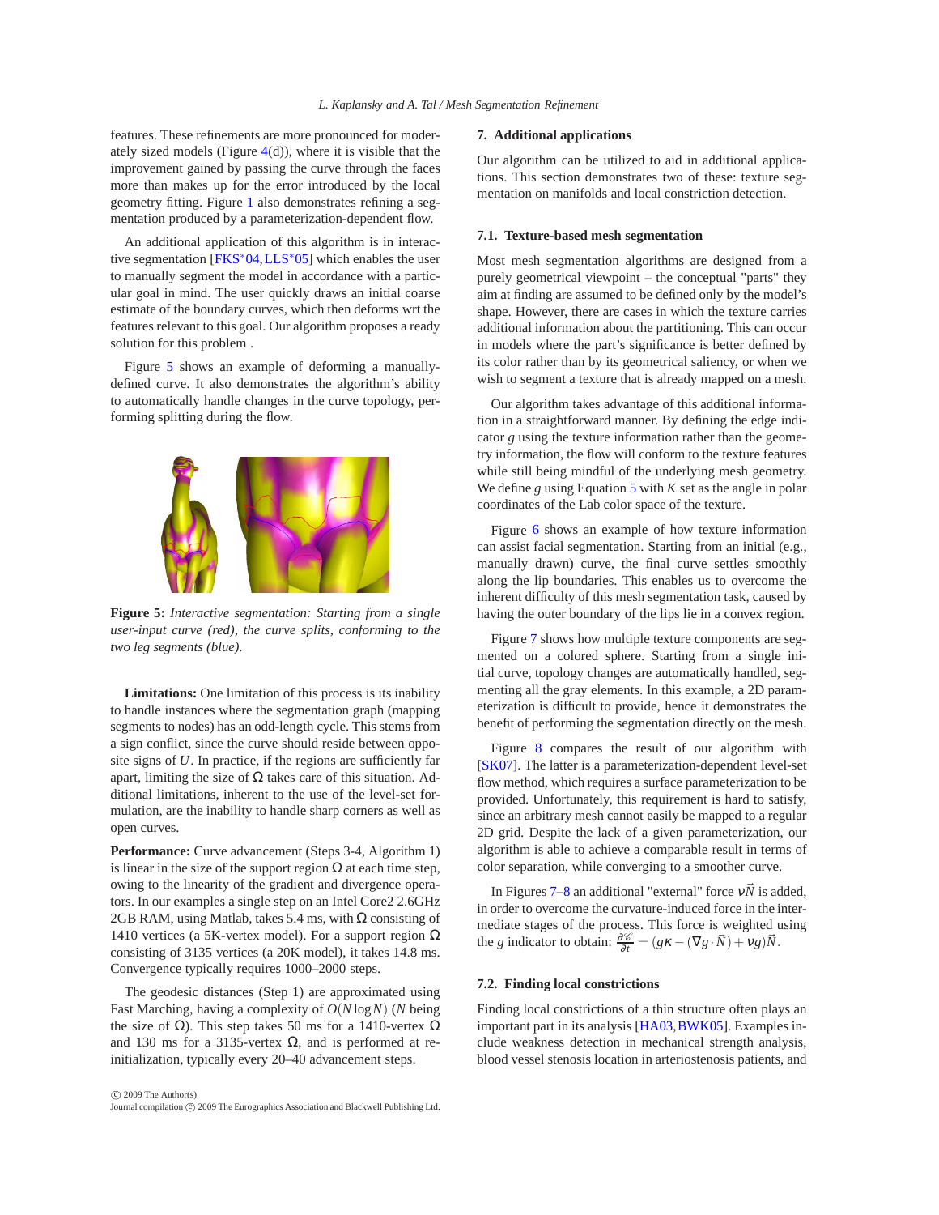features. These refinements are more pronounced for moderately sized models (Figure 4(d)), where it is visible that the improvement gained by passing the curve through the faces more than makes up for the error introduced by the local geometry fitting. Figure 1 also demonstrates refining a segmentation produced by a parameterization-dependent flow.

An additional application of this algorithm is in interactive segmentation [FKS*04, LLS*05] which enables the user to manually segment the model in accordance with a particular goal in mind. The user quickly draws an initial coarse estimate of the boundary curves, which then deforms wrt the features relevant to this goal. Our algorithm proposes a ready solution for this problem.

Figure 5 shows an example of deforming a manually-defined curve. It also demonstrates the algorithm's ability to automatically handle changes in the curve topology, performing splitting during the flow.

**Figure 5:** *Interactive segmentation: Starting from a single user-input curve (red), the curve splits, conforming to the two leg segments (blue).*

**Limitations:** One limitation of this process is its inability to handle instances where the segmentation graph (mapping segments to nodes) has an odd-length cycle. This stems from a sign conflict, since the curve should reside between opposite signs of $U$. In practice, if the regions are sufficiently far apart, limiting the size of $\Omega$ takes care of this situation. Additional limitations, inherent to the use of the level-set formulation, are the inability to handle sharp corners as well as open curves.

**Performance:** Curve advancement (Steps 3-4, Algorithm 1) is linear in the size of the support region $\Omega$ at each time step, owing to the linearity of the gradient and divergence operators. In our examples a single step on an Intel Core2 2.6GHz 2GB RAM, using Matlab, takes 5.4 ms, with $\Omega$ consisting of 1410 vertices (a 5K-vertex model). For a support region $\Omega$ consisting of 3135 vertices (a 20K model), it takes 14.8 ms. Convergence typically requires 1000–2000 steps.

The geodesic distances (Step 1) are approximated using Fast Marching, having a complexity of $O(N \log N)$ ($N$ being the size of $\Omega$). This step takes 50 ms for a 1410-vertex $\Omega$ and 130 ms for a 3135-vertex $\Omega$, and is performed at re-initialization, typically every 20–40 advancement steps.

## 7. Additional applications

Our algorithm can be utilized to aid in additional applications. This section demonstrates two of these: texture segmentation on manifolds and local constriction detection.

### 7.1. Texture-based mesh segmentation

Most mesh segmentation algorithms are designed from a purely geometrical viewpoint – the conceptual "parts" they aim at finding are assumed to be defined only by the model's shape. However, there are cases in which the texture carries additional information about the partitioning. This can occur in models where the part's significance is better defined by its color rather than by its geometrical saliency, or when we wish to segment a texture that is already mapped on a mesh.

Our algorithm takes advantage of this additional information in a straightforward manner. By defining the edge indicator $g$ using the texture information rather than the geometry information, the flow will conform to the texture features while still being mindful of the underlying mesh geometry. We define $g$ using Equation 5 with $K$ set as the angle in polar coordinates of the Lab color space of the texture.

Figure 6 shows an example of how texture information can assist facial segmentation. Starting from an initial (e.g., manually drawn) curve, the final curve settles smoothly along the lip boundaries. This enables us to overcome the inherent difficulty of this mesh segmentation task, caused by having the outer boundary of the lips lie in a convex region.

Figure 7 shows how multiple texture components are segmented on a colored sphere. Starting from a single initial curve, topology changes are automatically handled, segmenting all the gray elements. In this example, a 2D parameterization is difficult to provide, hence it demonstrates the benefit of performing the segmentation directly on the mesh.

Figure 8 compares the result of our algorithm with [SK07]. The latter is a parameterization-dependent level-set flow method, which requires a surface parameterization to be provided. Unfortunately, this requirement is hard to satisfy, since an arbitrary mesh cannot easily be mapped to a regular 2D grid. Despite the lack of a given parameterization, our algorithm is able to achieve a comparable result in terms of color separation, while converging to a smoother curve.

In Figures 7–8 an additional "external" force $\nu\vec{N}$ is added, in order to overcome the curvature-induced force in the intermediate stages of the process. This force is weighted using the $g$ indicator to obtain: $\frac{\partial \mathscr{C}}{\partial t} = (g\kappa - (\nabla g \cdot \vec{N}) + \nu g)\vec{N}$.

### 7.2. Finding local constrictions

Finding local constrictions of a thin structure often plays an important part in its analysis [HA03, BWK05]. Examples include weakness detection in mechanical strength analysis, blood vessel stenosis location in arteriostenosis patients, and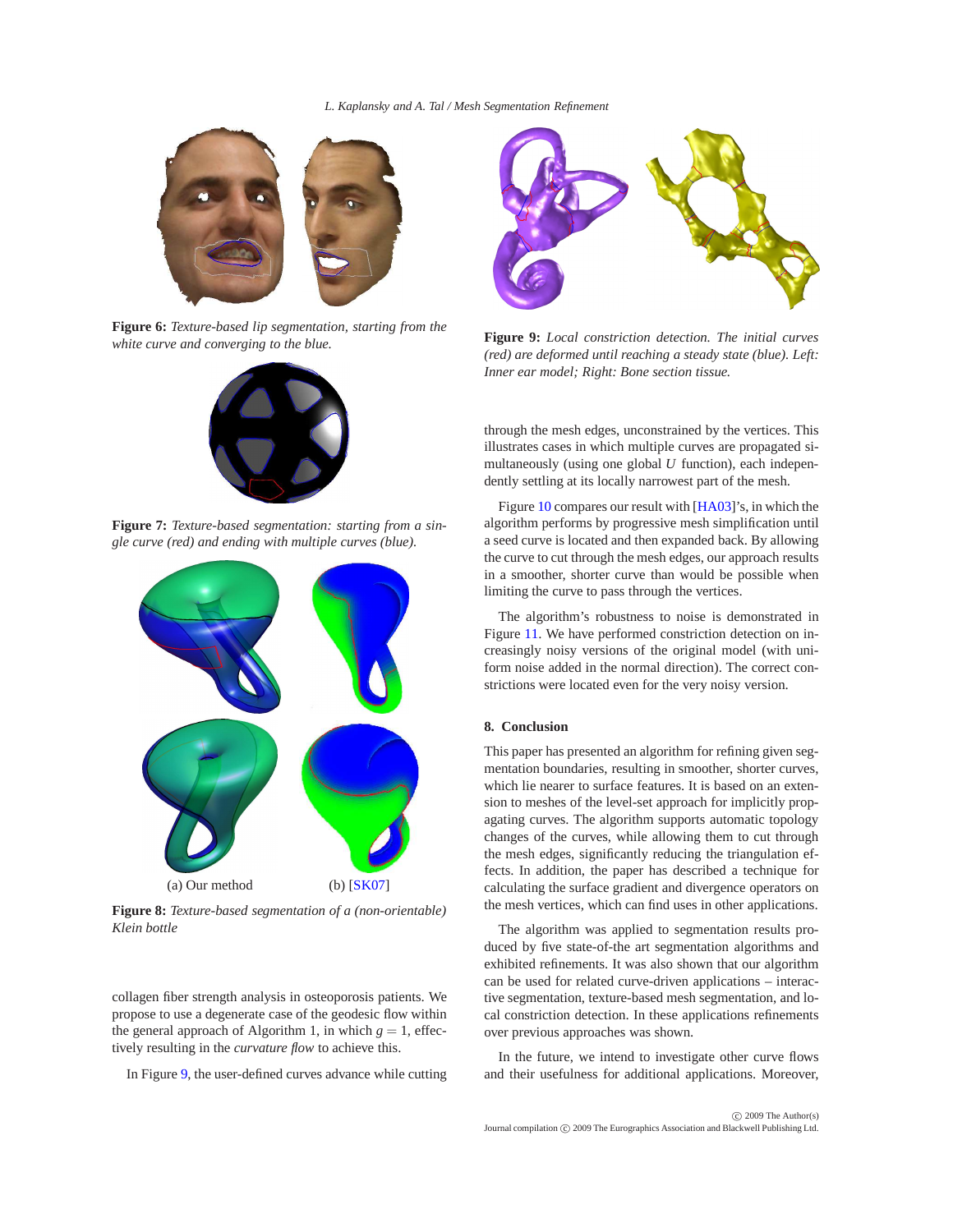Figure 6: *Texture-based lip segmentation, starting from the white curve and converging to the blue.*

Figure 7: *Texture-based segmentation: starting from a single curve (red) and ending with multiple curves (blue).*

(a) Our method (b) [SK07]

Figure 8: *Texture-based segmentation of a (non-orientable) Klein bottle*

collagen fiber strength analysis in osteoporosis patients. We propose to use a degenerate case of the geodesic flow within the general approach of Algorithm 1, in which $g = 1$, effectively resulting in the *curvature flow* to achieve this.

In Figure 9, the user-defined curves advance while cutting through the mesh edges, unconstrained by the vertices. This illustrates cases in which multiple curves are propagated simultaneously (using one global $U$ function), each independently settling at its locally narrowest part of the mesh.

Figure 9: *Local constriction detection. The initial curves (red) are deformed until reaching a steady state (blue). Left: Inner ear model; Right: Bone section tissue.*

Figure 10 compares our result with [HA03]'s, in which the algorithm performs by progressive mesh simplification until a seed curve is located and then expanded back. By allowing the curve to cut through the mesh edges, our approach results in a smoother, shorter curve than would be possible when limiting the curve to pass through the vertices.

The algorithm's robustness to noise is demonstrated in Figure 11. We have performed constriction detection on increasingly noisy versions of the original model (with uniform noise added in the normal direction). The correct constrictions were located even for the very noisy version.

## 8. Conclusion

This paper has presented an algorithm for refining given segmentation boundaries, resulting in smoother, shorter curves, which lie nearer to surface features. It is based on an extension to meshes of the level-set approach for implicitly propagating curves. The algorithm supports automatic topology changes of the curves, while allowing them to cut through the mesh edges, significantly reducing the triangulation effects. In addition, the paper has described a technique for calculating the surface gradient and divergence operators on the mesh vertices, which can find uses in other applications.

The algorithm was applied to segmentation results produced by five state-of-the art segmentation algorithms and exhibited refinements. It was also shown that our algorithm can be used for related curve-driven applications – interactive segmentation, texture-based mesh segmentation, and local constriction detection. In these applications refinements over previous approaches was shown.

In the future, we intend to investigate other curve flows and their usefulness for additional applications. Moreover,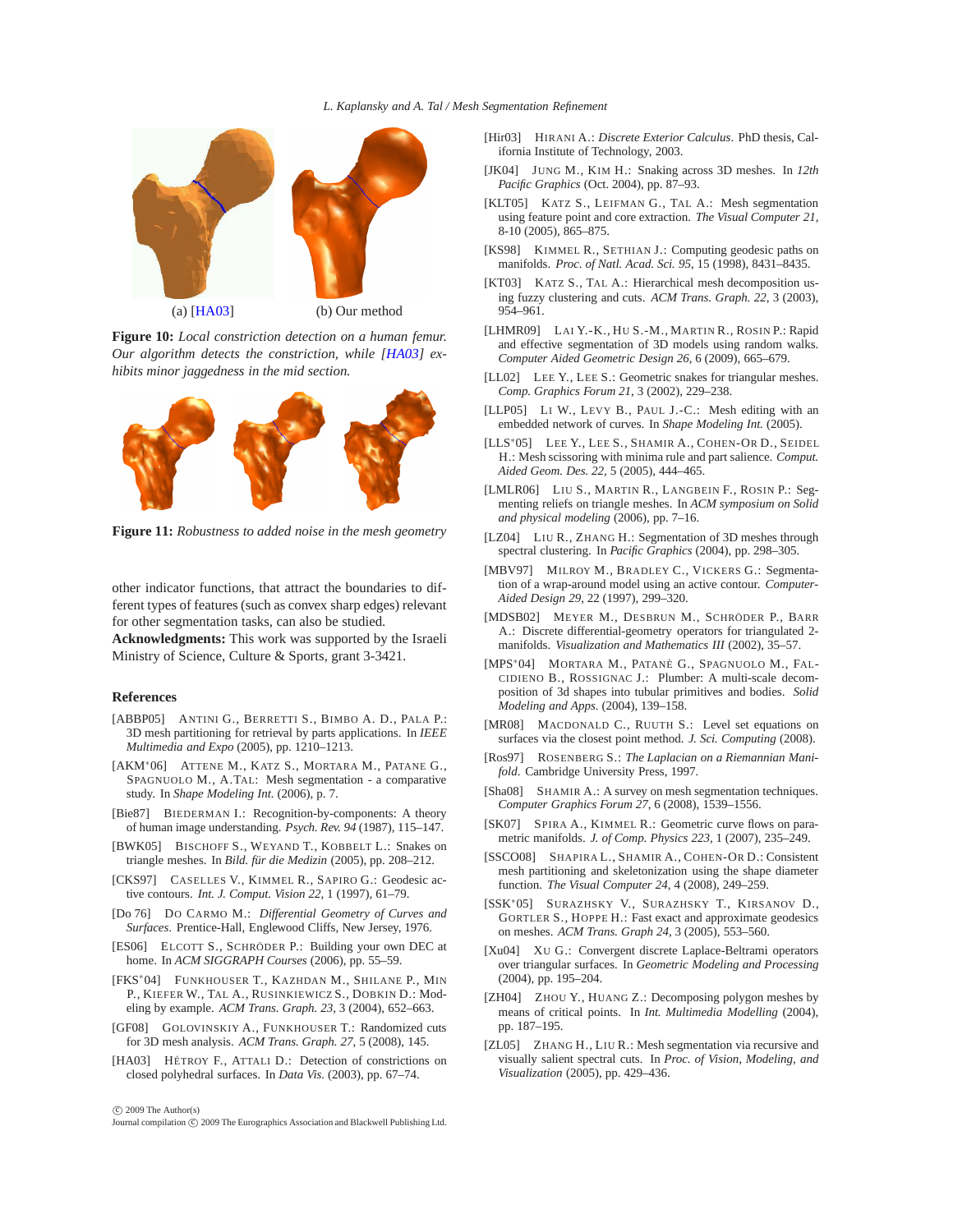(a) [HA03] (b) Our method

**Figure 10:** *Local constriction detection on a human femur. Our algorithm detects the constriction, while [HA03] exhibits minor jaggedness in the mid section.*

**Figure 11:** *Robustness to added noise in the mesh geometry*

other indicator functions, that attract the boundaries to different types of features (such as convex sharp edges) relevant for other segmentation tasks, can also be studied.

**Acknowledgments:** This work was supported by the Israeli Ministry of Science, Culture & Sports, grant 3-3421.

## References

[ABBP05] ANTINI G., BERRETTI S., BIMBO A. D., PALA P.: 3D mesh partitioning for retrieval by parts applications. In *IEEE Multimedia and Expo* (2005), pp. 1210–1213.

[AKM*06] ATTENE M., KATZ S., MORTARA M., PATANE G., SPAGNUOLO M., A.TAL: Mesh segmentation - a comparative study. In *Shape Modeling Int.* (2006), p. 7.

[Bie87] BIEDERMAN I.: Recognition-by-components: A theory of human image understanding. *Psych. Rev. 94* (1987), 115–147.

[BWK05] BISCHOFF S., WEYAND T., KOBBELT L.: Snakes on triangle meshes. In *Bild. für die Medizin* (2005), pp. 208–212.

[CKS97] CASELLES V., KIMMEL R., SAPIRO G.: Geodesic active contours. *Int. J. Comput. Vision 22*, 1 (1997), 61–79.

[Do 76] DO CARMO M.: *Differential Geometry of Curves and Surfaces*. Prentice-Hall, Englewood Cliffs, New Jersey, 1976.

[ES06] ELCOTT S., SCHRÖDER P.: Building your own DEC at home. In *ACM SIGGRAPH Courses* (2006), pp. 55–59.

[FKS*04] FUNKHOUSER T., KAZHDAN M., SHILANE P., MIN P., KIEFER W., TAL A., RUSINKIEWICZ S., DOBKIN D.: Modeling by example. *ACM Trans. Graph. 23*, 3 (2004), 652–663.

[GF08] GOLOVINSKIY A., FUNKHOUSER T.: Randomized cuts for 3D mesh analysis. *ACM Trans. Graph. 27*, 5 (2008), 145.

[HA03] HÉTROY F., ATTALI D.: Detection of constrictions on closed polyhedral surfaces. In *Data Vis.* (2003), pp. 67–74.

[Hir03] HIRANI A.: *Discrete Exterior Calculus*. PhD thesis, California Institute of Technology, 2003.

[JK04] JUNG M., KIM H.: Snaking across 3D meshes. In *12th Pacific Graphics* (Oct. 2004), pp. 87–93.

[KLT05] KATZ S., LEIFMAN G., TAL A.: Mesh segmentation using feature point and core extraction. *The Visual Computer 21*, 8-10 (2005), 865–875.

[KS98] KIMMEL R., SETHIAN J.: Computing geodesic paths on manifolds. *Proc. of Natl. Acad. Sci. 95*, 15 (1998), 8431–8435.

[KT03] KATZ S., TAL A.: Hierarchical mesh decomposition using fuzzy clustering and cuts. *ACM Trans. Graph. 22*, 3 (2003), 954–961.

[LHMR09] LAI Y.-K., HU S.-M., MARTIN R., ROSIN P.: Rapid and effective segmentation of 3D models using random walks. *Computer Aided Geometric Design 26*, 6 (2009), 665–679.

[LL02] LEE Y., LEE S.: Geometric snakes for triangular meshes. *Comp. Graphics Forum 21*, 3 (2002), 229–238.

[LLP05] LI W., LEVY B., PAUL J.-C.: Mesh editing with an embedded network of curves. In *Shape Modeling Int.* (2005).

[LLS*05] LEE Y., LEE S., SHAMIR A., COHEN-OR D., SEIDEL H.: Mesh scissoring with minima rule and part salience. *Comput. Aided Geom. Des. 22*, 5 (2005), 444–465.

[LMLR06] LIU S., MARTIN R., LANGBEIN F., ROSIN P.: Segmenting reliefs on triangle meshes. In *ACM symposium on Solid and physical modeling* (2006), pp. 7–16.

[LZ04] LIU R., ZHANG H.: Segmentation of 3D meshes through spectral clustering. In *Pacific Graphics* (2004), pp. 298–305.

[MBV97] MILROY M., BRADLEY C., VICKERS G.: Segmentation of a wrap-around model using an active contour. *Computer-Aided Design 29*, 22 (1997), 299–320.

[MDSB02] MEYER M., DESBRUN M., SCHRÖDER P., BARR A.: Discrete differential-geometry operators for triangulated 2-manifolds. *Visualization and Mathematics III* (2002), 35–57.

[MPS*04] MORTARA M., PATANÈ G., SPAGNUOLO M., FALCIDIENO B., ROSSIGNAC J.: Plumber: A multi-scale decomposition of 3d shapes into tubular primitives and bodies. *Solid Modeling and Apps.* (2004), 139–158.

[MR08] MACDONALD C., RUUTH S.: Level set equations on surfaces via the closest point method. *J. Sci. Computing* (2008).

[Ros97] ROSENBERG S.: *The Laplacian on a Riemannian Manifold*. Cambridge University Press, 1997.

[Sha08] SHAMIR A.: A survey on mesh segmentation techniques. *Computer Graphics Forum 27*, 6 (2008), 1539–1556.

[SK07] SPIRA A., KIMMEL R.: Geometric curve flows on parametric manifolds. *J. of Comp. Physics 223*, 1 (2007), 235–249.

[SSCO08] SHAPIRA L., SHAMIR A., COHEN-OR D.: Consistent mesh partitioning and skeletonization using the shape diameter function. *The Visual Computer 24*, 4 (2008), 249–259.

[SSK*05] SURAZHSKY V., SURAZHSKY T., KIRSANOV D., GORTLER S., HOPPE H.: Fast exact and approximate geodesics on meshes. *ACM Trans. Graph 24*, 3 (2005), 553–560.

[Xu04] XU G.: Convergent discrete Laplace-Beltrami operators over triangular surfaces. In *Geometric Modeling and Processing* (2004), pp. 195–204.

[ZH04] ZHOU Y., HUANG Z.: Decomposing polygon meshes by means of critical points. In *Int. Multimedia Modelling* (2004), pp. 187–195.

[ZL05] ZHANG H., LIU R.: Mesh segmentation via recursive and visually salient spectral cuts. In *Proc. of Vision, Modeling, and Visualization* (2005), pp. 429–436.